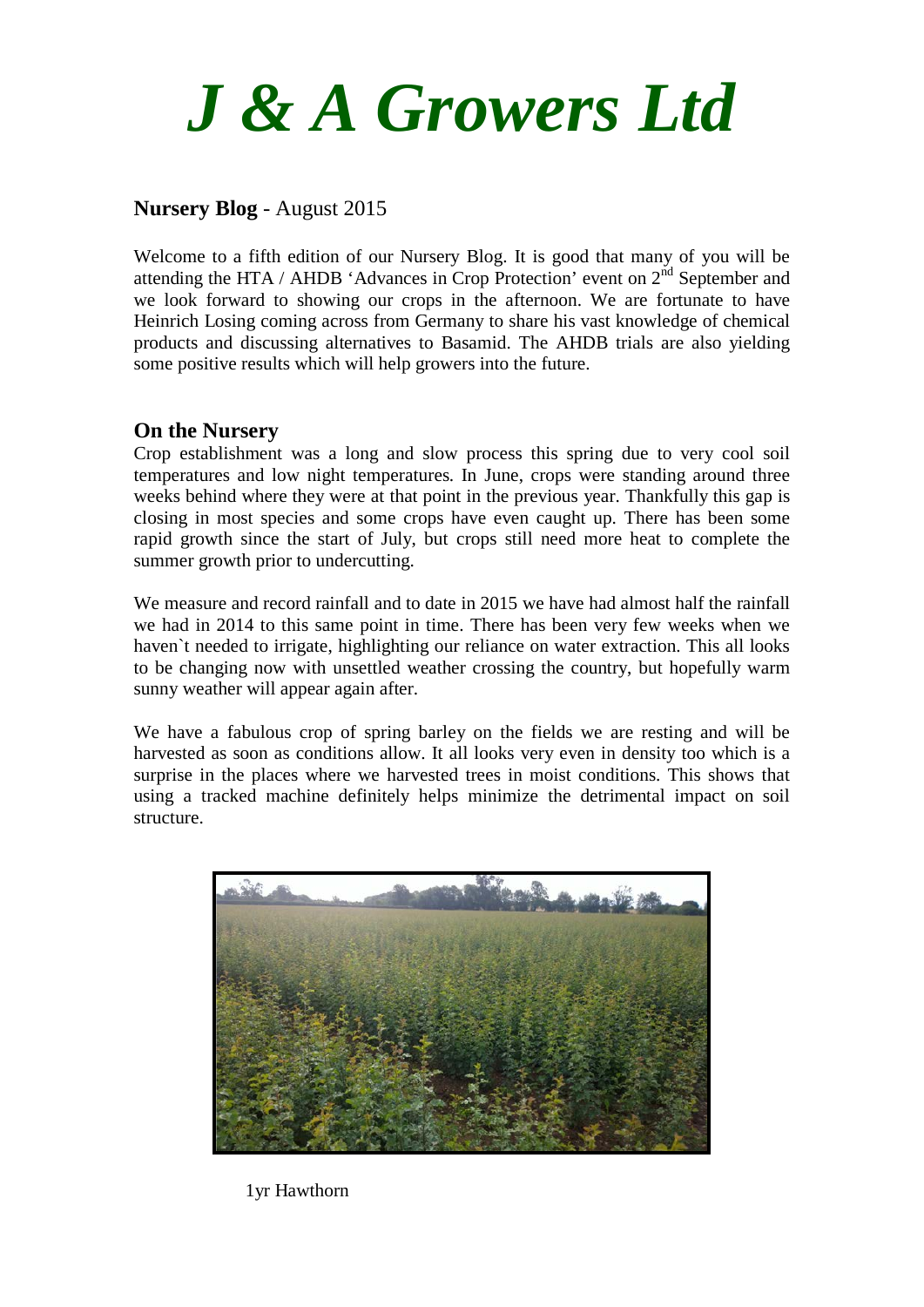# *J & A Growers Ltd*

**Nursery Blog** - August 2015

Welcome to a fifth edition of our Nursery Blog. It is good that many of you will be attending the HTA / AHDB 'Advances in Crop Protection' event on 2nd September and we look forward to showing our crops in the afternoon. We are fortunate to have Heinrich Losing coming across from Germany to share his vast knowledge of chemical products and discussing alternatives to Basamid. The AHDB trials are also yielding some positive results which will help growers into the future.

## On the Nursery

Crop establishment was a long and slow process this spring due to very cool soil temperatures and low night temperatures. In June, crops were standing around three weeks behind where they were at that point in the previous year. Thankfully this gap is closing in most species and some crops have even caught up. There has been some rapid growth since the start of July, but crops still need more heat to complete the summer growth prior to undercutting.

We measure and record rainfall and to date in 2015 we have had almost half the rainfall we had in 2014 to this same point in time. There has been very few weeks when we haven`t needed to irrigate, highlighting our reliance on water extraction. This all looks to be changing now with unsettled weather crossing the country, but hopefully warm sunny weather will appear again after.

We have a fabulous crop of spring barley on the fields we are resting and will be harvested as soon as conditions allow. It all looks very even in density too which is a surprise in the places where we harvested trees in moist conditions. This shows that using a tracked machine definitely helps minimize the detrimental impact on soil structure.

1yr Hawthorn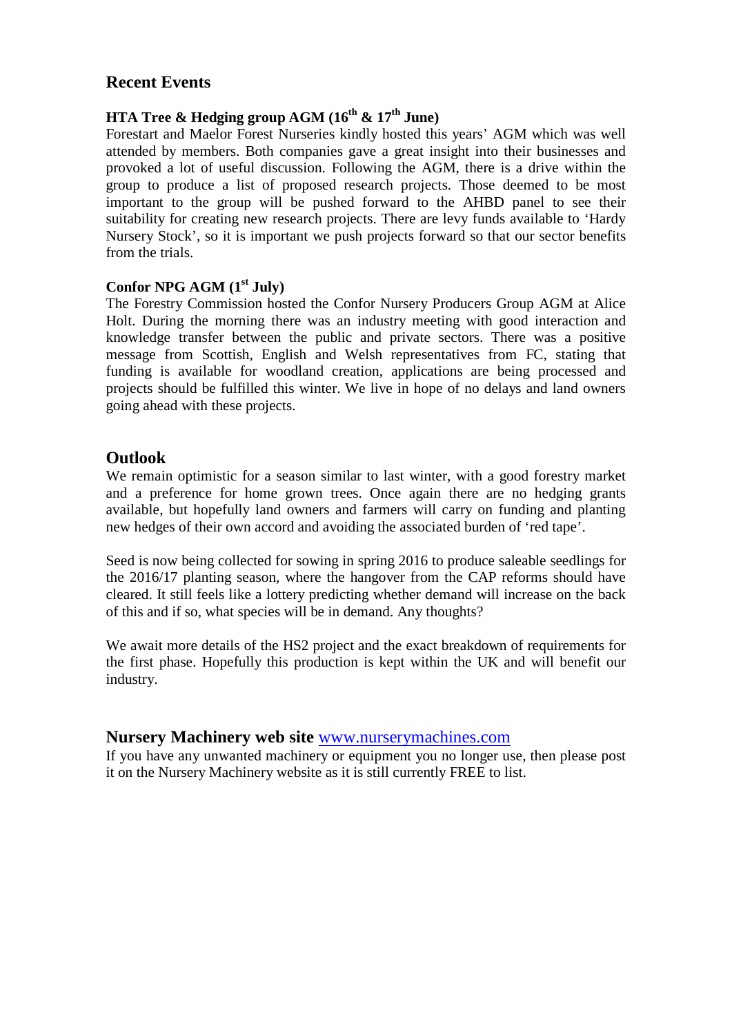## Recent Events

### HTA Tree & Hedging group AGM (16th & 17th June)

Forestart and Maelor Forest Nurseries kindly hosted this years' AGM which was well attended by members. Both companies gave a great insight into their businesses and provoked a lot of useful discussion. Following the AGM, there is a drive within the group to produce a list of proposed research projects. Those deemed to be most important to the group will be pushed forward to the AHBD panel to see their suitability for creating new research projects. There are levy funds available to 'Hardy Nursery Stock', so it is important we push projects forward so that our sector benefits from the trials.

### Confor NPG AGM (1st July)

The Forestry Commission hosted the Confor Nursery Producers Group AGM at Alice Holt. During the morning there was an industry meeting with good interaction and knowledge transfer between the public and private sectors. There was a positive message from Scottish, English and Welsh representatives from FC, stating that funding is available for woodland creation, applications are being processed and projects should be fulfilled this winter. We live in hope of no delays and land owners going ahead with these projects.

## Outlook

We remain optimistic for a season similar to last winter, with a good forestry market and a preference for home grown trees. Once again there are no hedging grants available, but hopefully land owners and farmers will carry on funding and planting new hedges of their own accord and avoiding the associated burden of 'red tape'.

Seed is now being collected for sowing in spring 2016 to produce saleable seedlings for the 2016/17 planting season, where the hangover from the CAP reforms should have cleared. It still feels like a lottery predicting whether demand will increase on the back of this and if so, what species will be in demand. Any thoughts?

We await more details of the HS2 project and the exact breakdown of requirements for the first phase. Hopefully this production is kept within the UK and will benefit our industry.

## Nursery Machinery web site [www.nurserymachines.com](http://www.nurserymachines.com)

If you have any unwanted machinery or equipment you no longer use, then please post it on the Nursery Machinery website as it is still currently FREE to list.